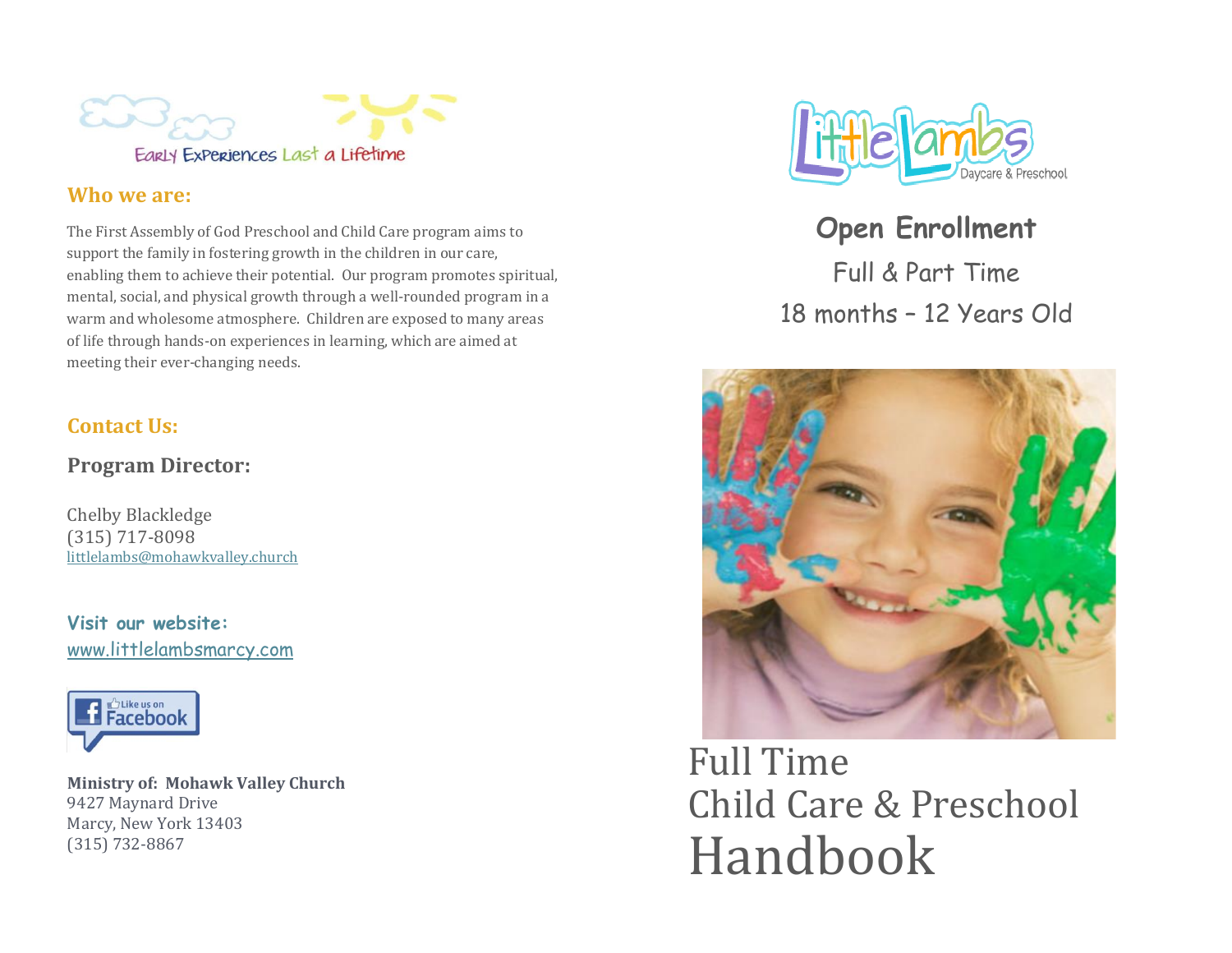Early Experiences Last a Lifetime

## Who we are:

The First Assembly of God Preschool and Child Care program aims to support the family in fostering growth in the children in our care, enabling them to achieve their potential. Our program promotes spiritual, mental, social, and physical growth through a well-rounded program in a warm and wholesome atmosphere. Children are exposed to many areas of life through hands-on experiences in learning, which are aimed at meeting their ever-changing needs.

## Contact Us:

### Program Director:

Chelby Blackledge
(315) 717-8098
littlelambs@mohawkvalley.church

**Visit our website:**
www.littlelambsmarcy.com

Like us on Facebook

**Ministry of: Mohawk Valley Church**
9427 Maynard Drive
Marcy, New York 13403
(315) 732-8867

Little Lambs Daycare & Preschool

**Open Enrollment**

Full & Part Time

18 months – 12 Years Old

# Full Time Child Care & Preschool Handbook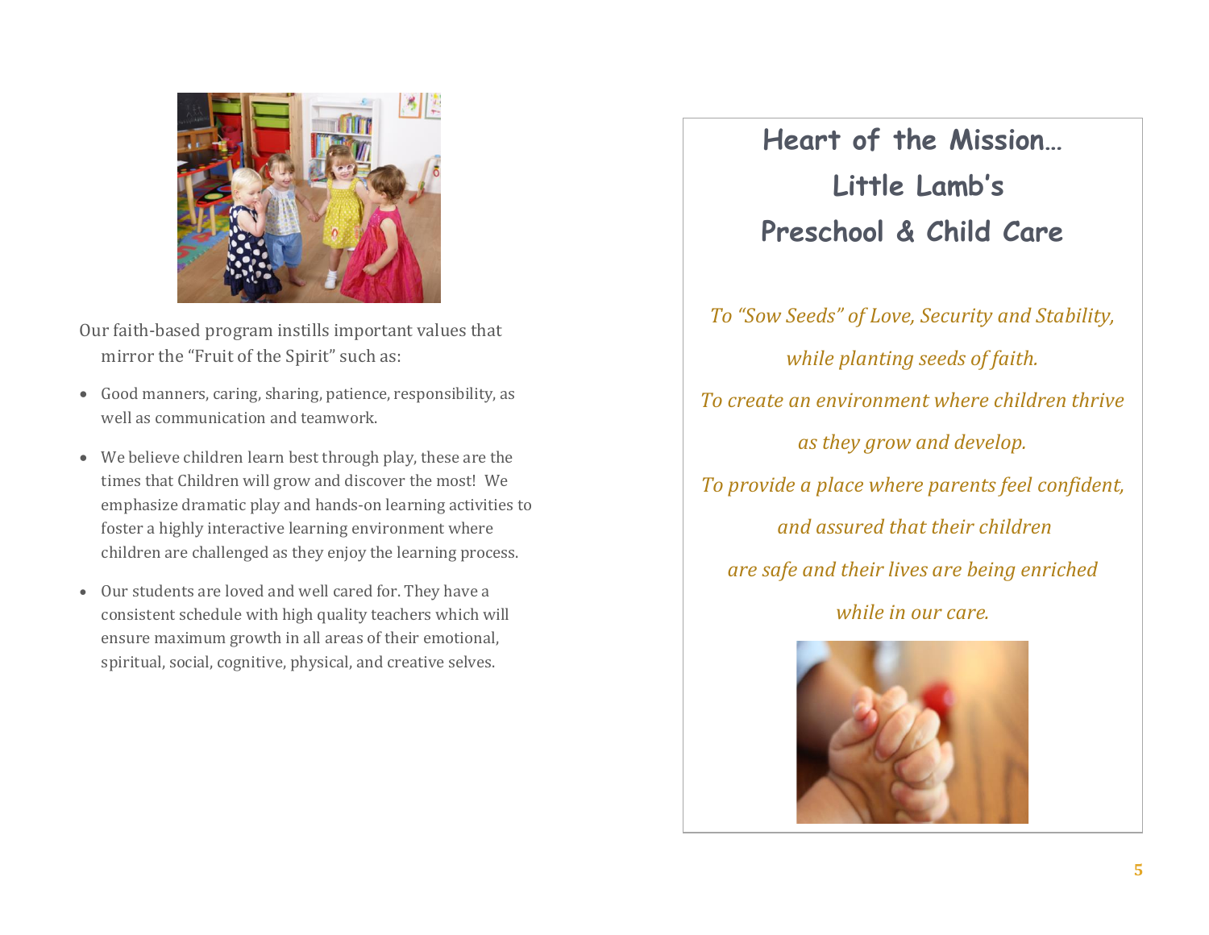Our faith-based program instills important values that mirror the "Fruit of the Spirit" such as:

- Good manners, caring, sharing, patience, responsibility, as well as communication and teamwork.
- We believe children learn best through play, these are the times that Children will grow and discover the most! We emphasize dramatic play and hands-on learning activities to foster a highly interactive learning environment where children are challenged as they enjoy the learning process.
- Our students are loved and well cared for. They have a consistent schedule with high quality teachers which will ensure maximum growth in all areas of their emotional, spiritual, social, cognitive, physical, and creative selves.

## Heart of the Mission…
## Little Lamb's
## Preschool & Child Care

*To "Sow Seeds" of Love, Security and Stability,*

*while planting seeds of faith.*

*To create an environment where children thrive*

*as they grow and develop.*

*To provide a place where parents feel confident,*

*and assured that their children*

*are safe and their lives are being enriched*

*while in our care.*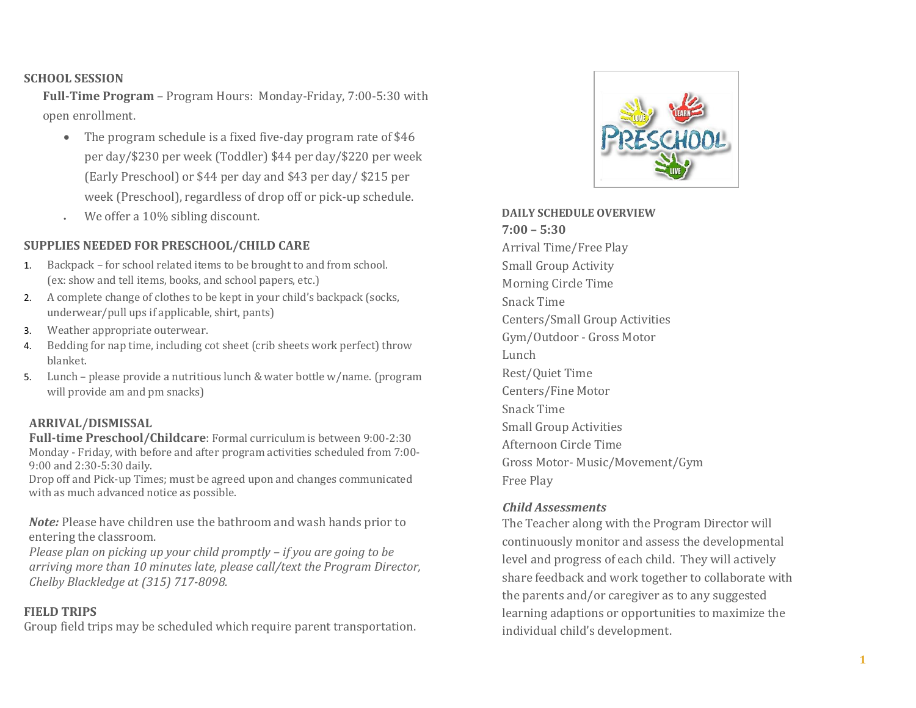## SCHOOL SESSION

**Full-Time Program** – Program Hours: Monday-Friday, 7:00-5:30 with open enrollment.

- The program schedule is a fixed five-day program rate of $46 per day/$230 per week (Toddler) $44 per day/$220 per week (Early Preschool) or $44 per day and $43 per day/ $215 per week (Preschool), regardless of drop off or pick-up schedule.
- We offer a 10% sibling discount.

## SUPPLIES NEEDED FOR PRESCHOOL/CHILD CARE

1. Backpack – for school related items to be brought to and from school. (ex: show and tell items, books, and school papers, etc.)
2. A complete change of clothes to be kept in your child's backpack (socks, underwear/pull ups if applicable, shirt, pants)
3. Weather appropriate outerwear.
4. Bedding for nap time, including cot sheet (crib sheets work perfect) throw blanket.
5. Lunch – please provide a nutritious lunch & water bottle w/name. (program will provide am and pm snacks)

## ARRIVAL/DISMISSAL

**Full-time Preschool/Childcare**: Formal curriculum is between 9:00-2:30 Monday - Friday, with before and after program activities scheduled from 7:00-9:00 and 2:30-5:30 daily.

Drop off and Pick-up Times; must be agreed upon and changes communicated with as much advanced notice as possible.

***Note:*** Please have children use the bathroom and wash hands prior to entering the classroom.

*Please plan on picking up your child promptly – if you are going to be arriving more than 10 minutes late, please call/text the Program Director, Chelby Blackledge at (315) 717-8098.*

## FIELD TRIPS

Group field trips may be scheduled which require parent transportation.

## DAILY SCHEDULE OVERVIEW

**7:00 – 5:30**

Arrival Time/Free Play
Small Group Activity
Morning Circle Time
Snack Time
Centers/Small Group Activities
Gym/Outdoor - Gross Motor
Lunch
Rest/Quiet Time
Centers/Fine Motor
Snack Time
Small Group Activities
Afternoon Circle Time
Gross Motor- Music/Movement/Gym
Free Play

### *Child Assessments*

The Teacher along with the Program Director will continuously monitor and assess the developmental level and progress of each child. They will actively share feedback and work together to collaborate with the parents and/or caregiver as to any suggested learning adaptions or opportunities to maximize the individual child's development.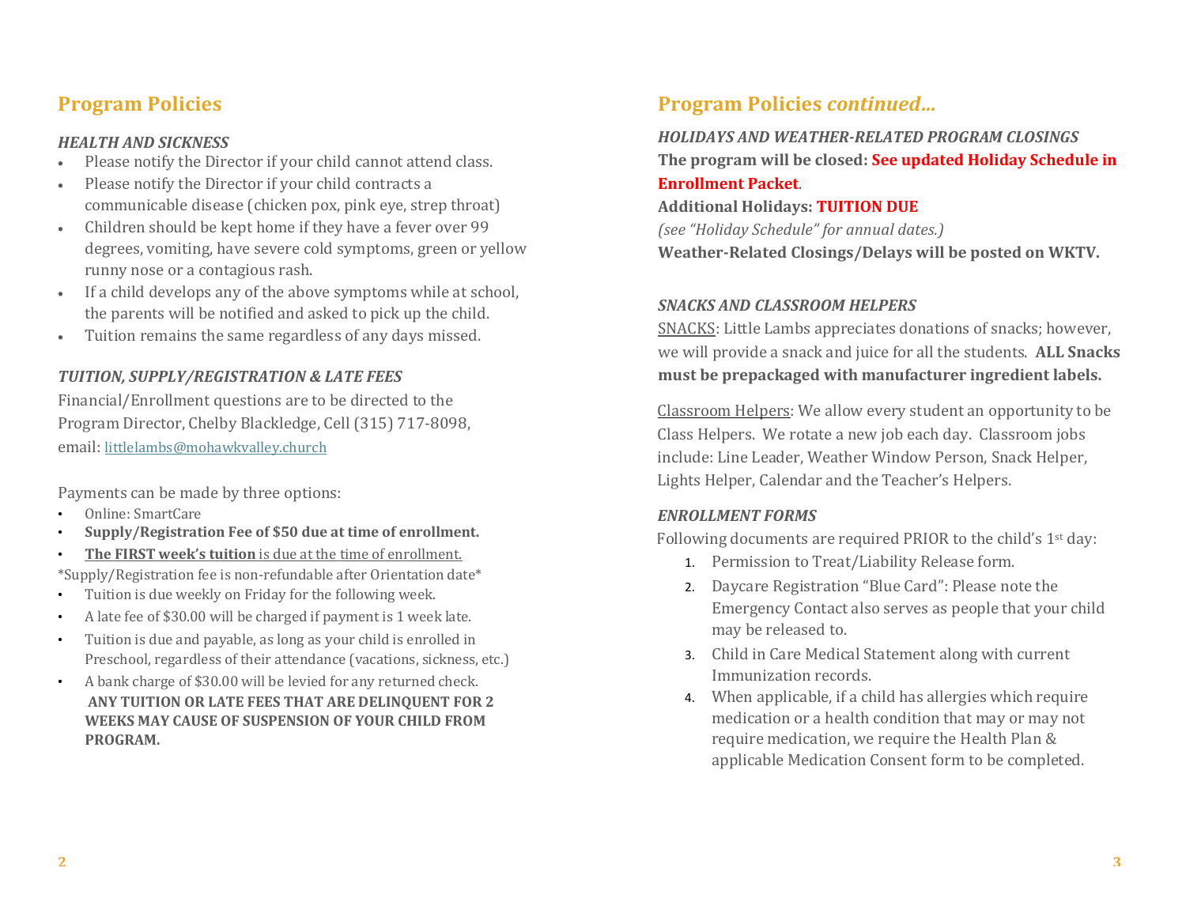## Program Policies

### *HEALTH AND SICKNESS*

- Please notify the Director if your child cannot attend class.
- Please notify the Director if your child contracts a communicable disease (chicken pox, pink eye, strep throat)
- Children should be kept home if they have a fever over 99 degrees, vomiting, have severe cold symptoms, green or yellow runny nose or a contagious rash.
- If a child develops any of the above symptoms while at school, the parents will be notified and asked to pick up the child.
- Tuition remains the same regardless of any days missed.

### *TUITION, SUPPLY/REGISTRATION & LATE FEES*

Financial/Enrollment questions are to be directed to the Program Director, Chelby Blackledge, Cell (315) 717-8098, email: littlelambs@mohawkvalley.church

Payments can be made by three options:

- Online: SmartCare
- **Supply/Registration Fee of $50 due at time of enrollment.**
- **The FIRST week's tuition** is due at the time of enrollment.

*Supply/Registration fee is non-refundable after Orientation date*

- Tuition is due weekly on Friday for the following week.
- A late fee of $30.00 will be charged if payment is 1 week late.
- Tuition is due and payable, as long as your child is enrolled in Preschool, regardless of their attendance (vacations, sickness, etc.)
- A bank charge of $30.00 will be levied for any returned check. **ANY TUITION OR LATE FEES THAT ARE DELINQUENT FOR 2 WEEKS MAY CAUSE OF SUSPENSION OF YOUR CHILD FROM PROGRAM.**

## Program Policies *continued…*

### *HOLIDAYS AND WEATHER-RELATED PROGRAM CLOSINGS*

**The program will be closed: See updated Holiday Schedule in Enrollment Packet**.

**Additional Holidays: TUITION DUE**

*(see "Holiday Schedule" for annual dates.)*

**Weather-Related Closings/Delays will be posted on WKTV.**

### *SNACKS AND CLASSROOM HELPERS*

SNACKS: Little Lambs appreciates donations of snacks; however, we will provide a snack and juice for all the students. **ALL Snacks must be prepackaged with manufacturer ingredient labels.**

Classroom Helpers: We allow every student an opportunity to be Class Helpers. We rotate a new job each day. Classroom jobs include: Line Leader, Weather Window Person, Snack Helper, Lights Helper, Calendar and the Teacher's Helpers.

### *ENROLLMENT FORMS*

Following documents are required PRIOR to the child's 1st day:

1. Permission to Treat/Liability Release form.
2. Daycare Registration "Blue Card": Please note the Emergency Contact also serves as people that your child may be released to.
3. Child in Care Medical Statement along with current Immunization records.
4. When applicable, if a child has allergies which require medication or a health condition that may or may not require medication, we require the Health Plan & applicable Medication Consent form to be completed.